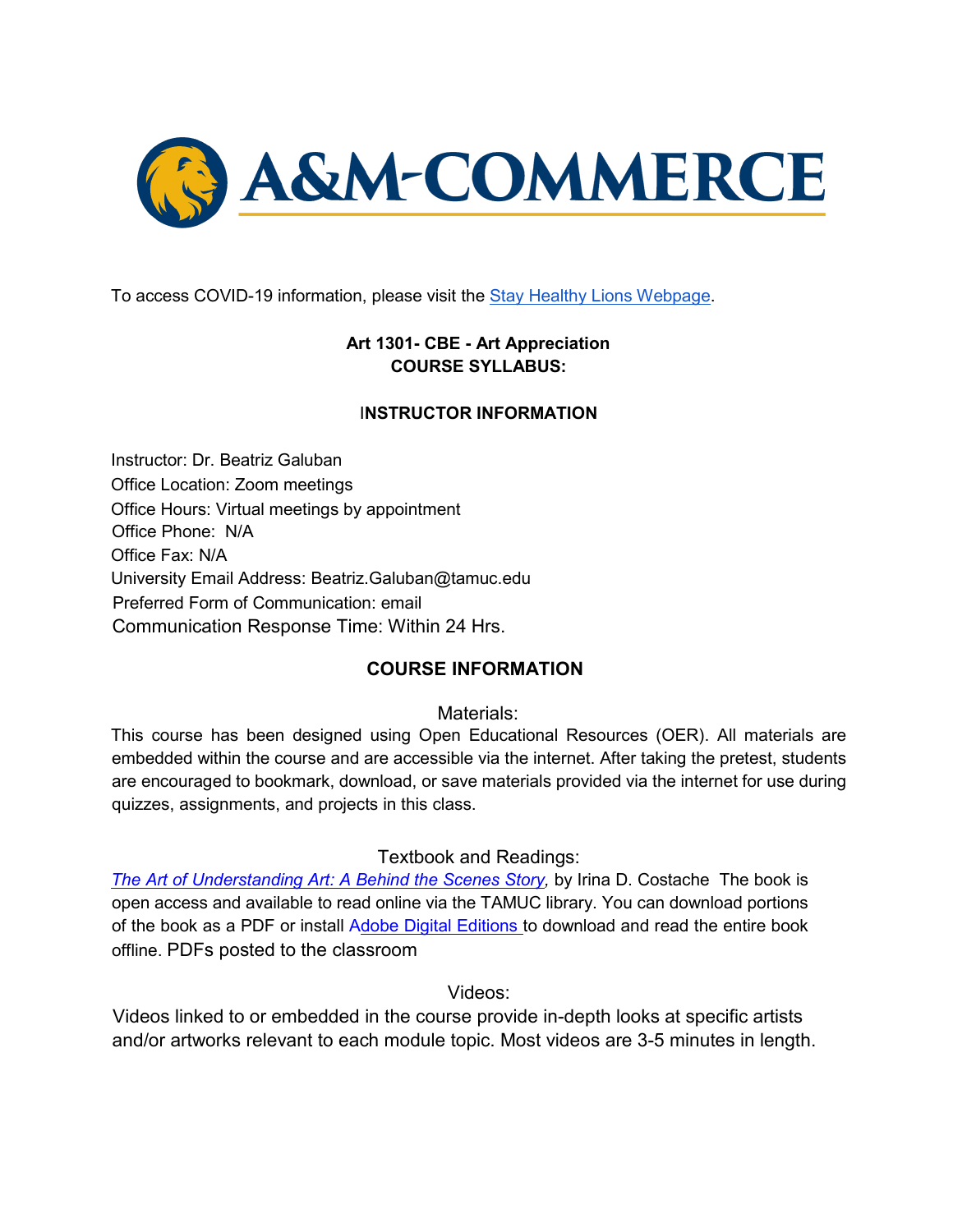To access COVID-19 information, please visit the Stay Healthy Lions Webpage.

**Art 1301- CBE - Art Appreciation**
**COURSE SYLLABUS:**

## INSTRUCTOR INFORMATION

Instructor: Dr. Beatriz Galuban
Office Location: Zoom meetings
Office Hours: Virtual meetings by appointment
Office Phone: N/A
Office Fax: N/A
University Email Address: Beatriz.Galuban@tamuc.edu
Preferred Form of Communication: email
Communication Response Time: Within 24 Hrs.

## COURSE INFORMATION

### Materials:

This course has been designed using Open Educational Resources (OER). All materials are embedded within the course and are accessible via the internet. After taking the pretest, students are encouraged to bookmark, download, or save materials provided via the internet for use during quizzes, assignments, and projects in this class.

### Textbook and Readings:

*The Art of Understanding Art: A Behind the Scenes Story*, by Irina D. Costache The book is open access and available to read online via the TAMUC library. You can download portions of the book as a PDF or install Adobe Digital Editions to download and read the entire book offline. PDFs posted to the classroom

### Videos:

Videos linked to or embedded in the course provide in-depth looks at specific artists and/or artworks relevant to each module topic. Most videos are 3-5 minutes in length.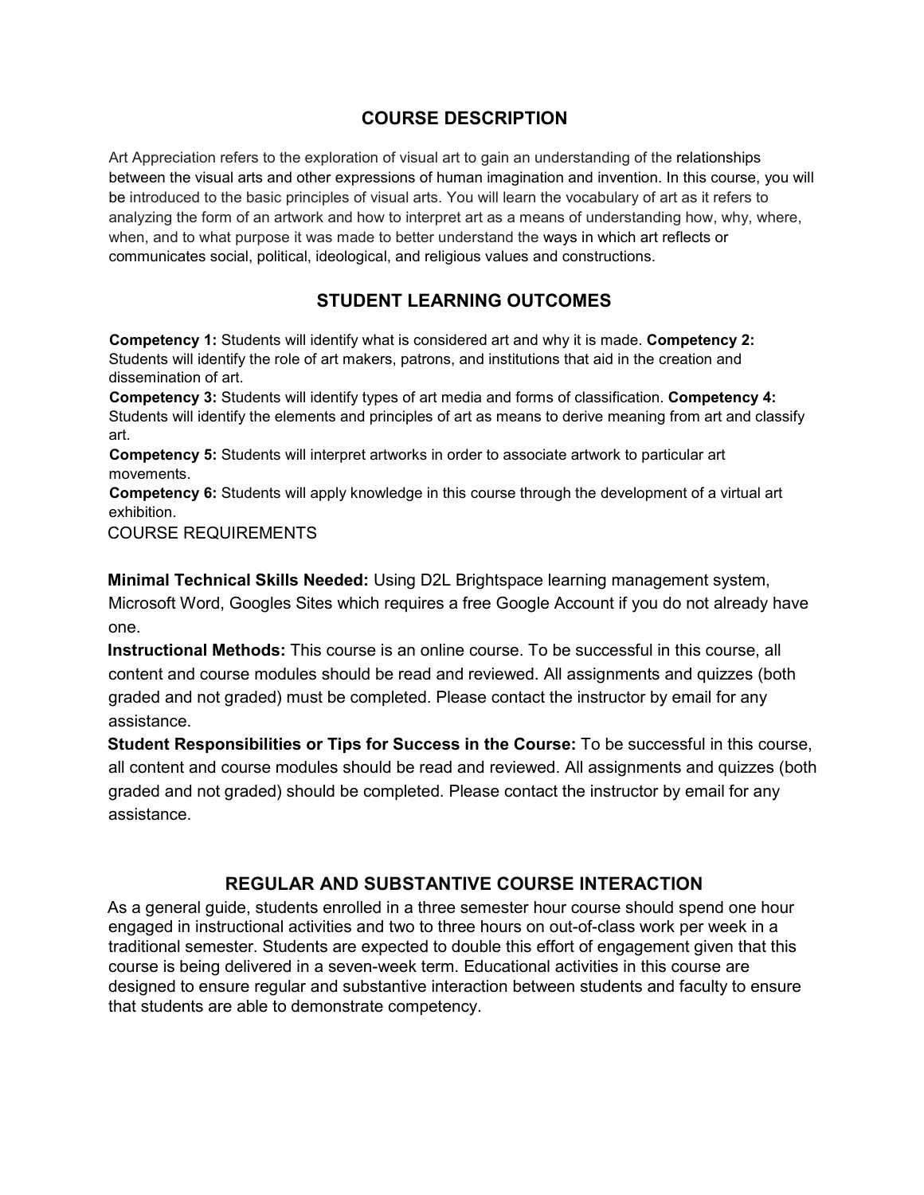## COURSE DESCRIPTION

Art Appreciation refers to the exploration of visual art to gain an understanding of the relationships between the visual arts and other expressions of human imagination and invention. In this course, you will be introduced to the basic principles of visual arts. You will learn the vocabulary of art as it refers to analyzing the form of an artwork and how to interpret art as a means of understanding how, why, where, when, and to what purpose it was made to better understand the ways in which art reflects or communicates social, political, ideological, and religious values and constructions.

## STUDENT LEARNING OUTCOMES

**Competency 1:** Students will identify what is considered art and why it is made. **Competency 2:** Students will identify the role of art makers, patrons, and institutions that aid in the creation and dissemination of art.

**Competency 3:** Students will identify types of art media and forms of classification. **Competency 4:** Students will identify the elements and principles of art as means to derive meaning from art and classify art.

**Competency 5:** Students will interpret artworks in order to associate artwork to particular art movements.

**Competency 6:** Students will apply knowledge in this course through the development of a virtual art exhibition.

COURSE REQUIREMENTS

**Minimal Technical Skills Needed:** Using D2L Brightspace learning management system, Microsoft Word, Googles Sites which requires a free Google Account if you do not already have one.

**Instructional Methods:** This course is an online course. To be successful in this course, all content and course modules should be read and reviewed. All assignments and quizzes (both graded and not graded) must be completed. Please contact the instructor by email for any assistance.

**Student Responsibilities or Tips for Success in the Course:** To be successful in this course, all content and course modules should be read and reviewed. All assignments and quizzes (both graded and not graded) should be completed. Please contact the instructor by email for any assistance.

## REGULAR AND SUBSTANTIVE COURSE INTERACTION

As a general guide, students enrolled in a three semester hour course should spend one hour engaged in instructional activities and two to three hours on out-of-class work per week in a traditional semester. Students are expected to double this effort of engagement given that this course is being delivered in a seven-week term. Educational activities in this course are designed to ensure regular and substantive interaction between students and faculty to ensure that students are able to demonstrate competency.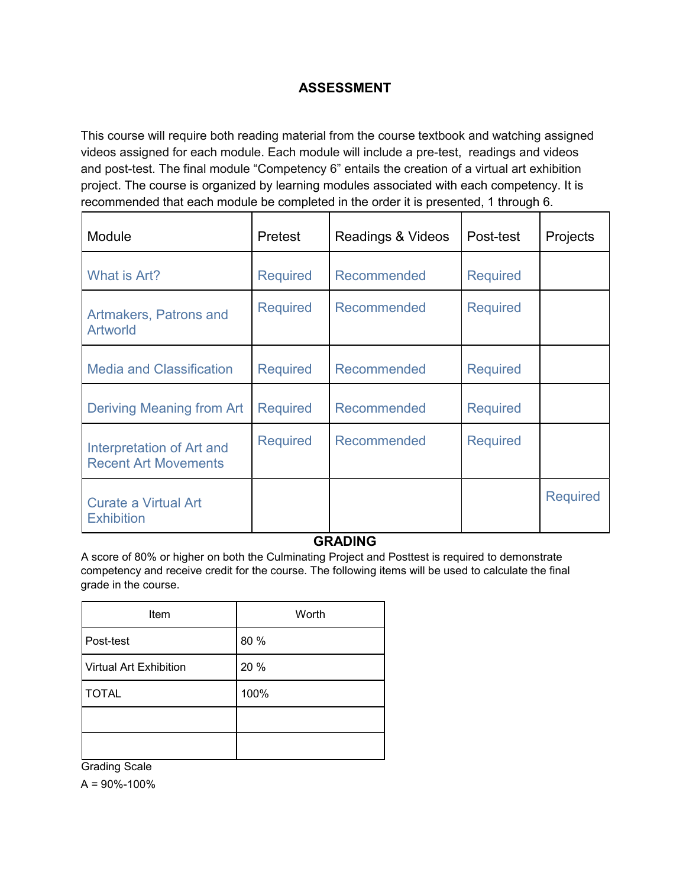## ASSESSMENT

This course will require both reading material from the course textbook and watching assigned videos assigned for each module. Each module will include a pre-test, readings and videos and post-test. The final module "Competency 6" entails the creation of a virtual art exhibition project. The course is organized by learning modules associated with each competency. It is recommended that each module be completed in the order it is presented, 1 through 6.

| Module | Pretest | Readings & Videos | Post-test | Projects |
|---|---|---|---|---|
| What is Art? | Required | Recommended | Required | |
| Artmakers, Patrons and Artworld | Required | Recommended | Required | |
| Media and Classification | Required | Recommended | Required | |
| Deriving Meaning from Art | Required | Recommended | Required | |
| Interpretation of Art and Recent Art Movements | Required | Recommended | Required | |
| Curate a Virtual Art Exhibition | | | | Required |

## GRADING

A score of 80% or higher on both the Culminating Project and Posttest is required to demonstrate competency and receive credit for the course. The following items will be used to calculate the final grade in the course.

| Item | Worth |
|---|---|
| Post-test | 80 % |
| Virtual Art Exhibition | 20 % |
| TOTAL | 100% |
| | |
| | |

Grading Scale

A = 90%-100%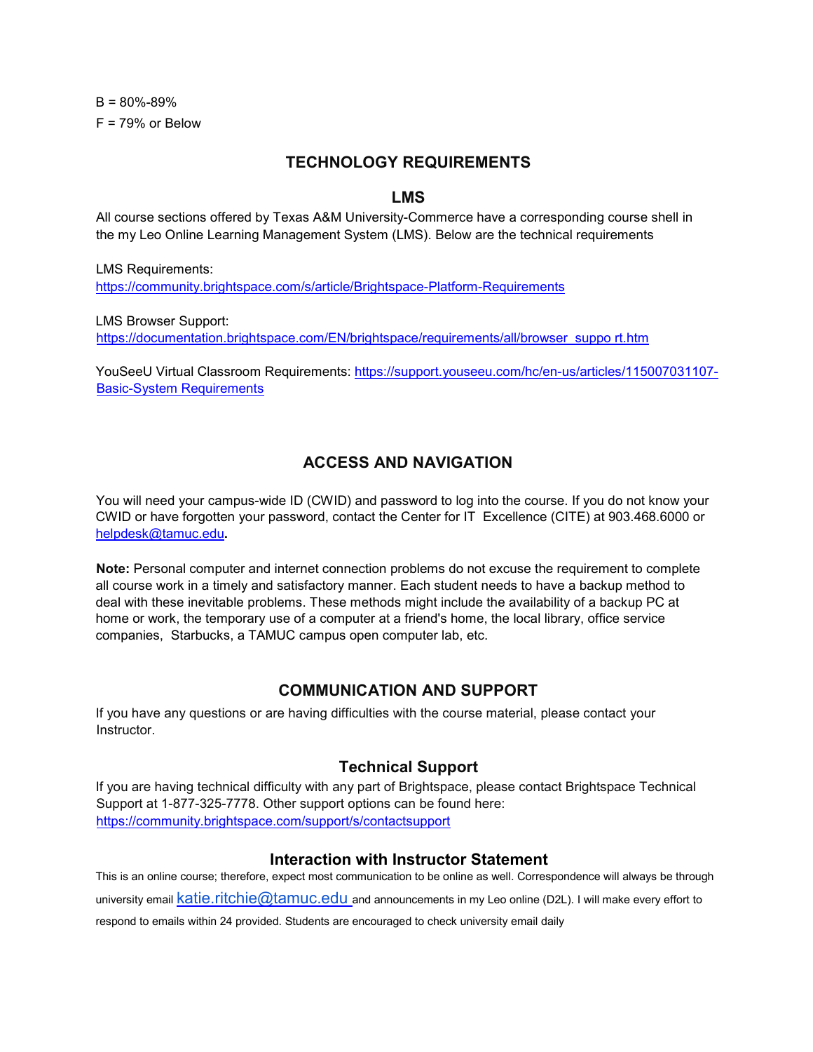B = 80%-89%

F = 79% or Below

## TECHNOLOGY REQUIREMENTS

### LMS

All course sections offered by Texas A&M University-Commerce have a corresponding course shell in the my Leo Online Learning Management System (LMS). Below are the technical requirements

LMS Requirements:
https://community.brightspace.com/s/article/Brightspace-Platform-Requirements

LMS Browser Support:
https://documentation.brightspace.com/EN/brightspace/requirements/all/browser_suppo rt.htm

YouSeeU Virtual Classroom Requirements: https://support.youseeu.com/hc/en-us/articles/115007031107-Basic-System Requirements

## ACCESS AND NAVIGATION

You will need your campus-wide ID (CWID) and password to log into the course. If you do not know your CWID or have forgotten your password, contact the Center for IT Excellence (CITE) at 903.468.6000 or helpdesk@tamuc.edu**.**

**Note:** Personal computer and internet connection problems do not excuse the requirement to complete all course work in a timely and satisfactory manner. Each student needs to have a backup method to deal with these inevitable problems. These methods might include the availability of a backup PC at home or work, the temporary use of a computer at a friend's home, the local library, office service companies, Starbucks, a TAMUC campus open computer lab, etc.

## COMMUNICATION AND SUPPORT

If you have any questions or are having difficulties with the course material, please contact your Instructor.

### Technical Support

If you are having technical difficulty with any part of Brightspace, please contact Brightspace Technical Support at 1-877-325-7778. Other support options can be found here:
https://community.brightspace.com/support/s/contactsupport

### Interaction with Instructor Statement

This is an online course; therefore, expect most communication to be online as well. Correspondence will always be through university email katie.ritchie@tamuc.edu and announcements in my Leo online (D2L). I will make every effort to respond to emails within 24 provided. Students are encouraged to check university email daily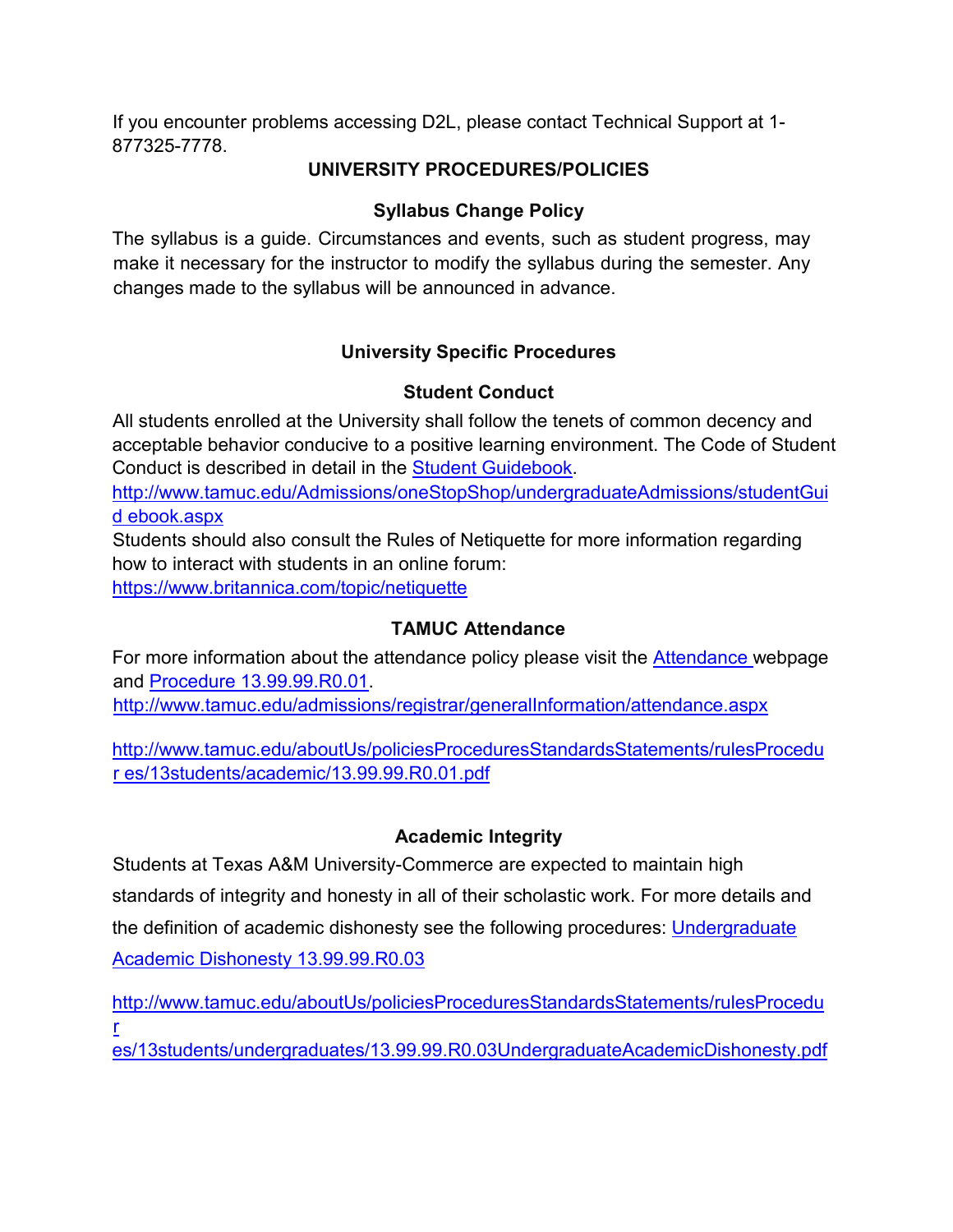If you encounter problems accessing D2L, please contact Technical Support at 1-877325-7778.

## UNIVERSITY PROCEDURES/POLICIES

### Syllabus Change Policy

The syllabus is a guide. Circumstances and events, such as student progress, may make it necessary for the instructor to modify the syllabus during the semester. Any changes made to the syllabus will be announced in advance.

### University Specific Procedures

### Student Conduct

All students enrolled at the University shall follow the tenets of common decency and acceptable behavior conducive to a positive learning environment. The Code of Student Conduct is described in detail in the [Student Guidebook](http://www.tamuc.edu/Admissions/oneStopShop/undergraduateAdmissions/studentGuidebook.aspx).
http://www.tamuc.edu/Admissions/oneStopShop/undergraduateAdmissions/studentGuid ebook.aspx
Students should also consult the Rules of Netiquette for more information regarding how to interact with students in an online forum:
https://www.britannica.com/topic/netiquette

### TAMUC Attendance

For more information about the attendance policy please visit the Attendance webpage and Procedure 13.99.99.R0.01.
http://www.tamuc.edu/admissions/registrar/generalInformation/attendance.aspx

http://www.tamuc.edu/aboutUs/policiesProceduresStandardsStatements/rulesProcedur es/13students/academic/13.99.99.R0.01.pdf

### Academic Integrity

Students at Texas A&M University-Commerce are expected to maintain high standards of integrity and honesty in all of their scholastic work. For more details and the definition of academic dishonesty see the following procedures: Undergraduate Academic Dishonesty 13.99.99.R0.03

http://www.tamuc.edu/aboutUs/policiesProceduresStandardsStatements/rulesProcedur
es/13students/undergraduates/13.99.99.R0.03UndergraduateAcademicDishonesty.pdf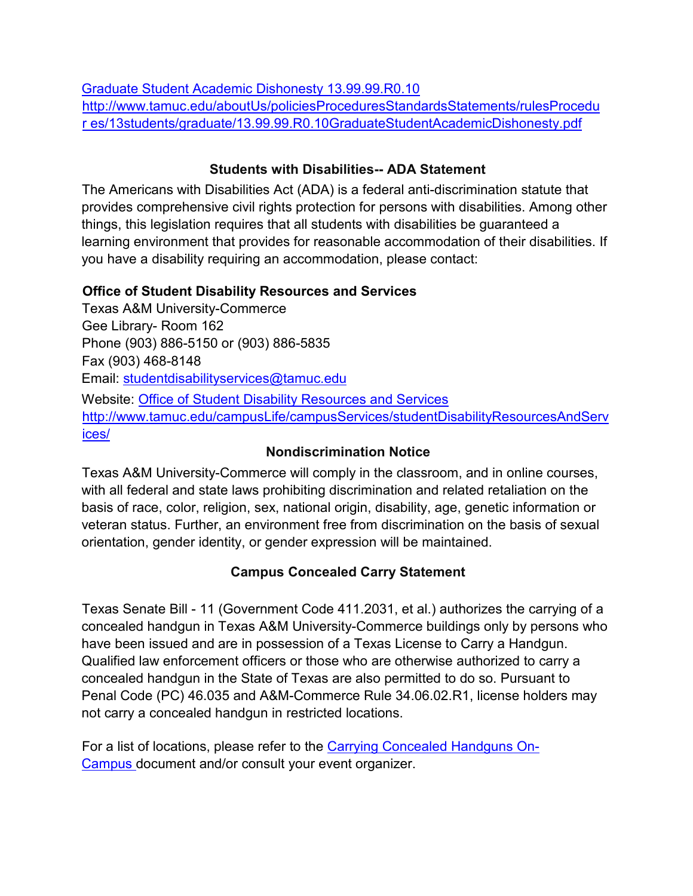[Graduate Student Academic Dishonesty 13.99.99.R0.10](http://www.tamuc.edu/aboutUs/policiesProceduresStandardsStatements/rulesProcedures/13students/graduate/13.99.99.R0.10GraduateStudentAcademicDishonesty.pdf)
http://www.tamuc.edu/aboutUs/policiesProceduresStandardsStatements/rulesProcedur es/13students/graduate/13.99.99.R0.10GraduateStudentAcademicDishonesty.pdf

## Students with Disabilities-- ADA Statement

The Americans with Disabilities Act (ADA) is a federal anti-discrimination statute that provides comprehensive civil rights protection for persons with disabilities. Among other things, this legislation requires that all students with disabilities be guaranteed a learning environment that provides for reasonable accommodation of their disabilities. If you have a disability requiring an accommodation, please contact:

**Office of Student Disability Resources and Services**
Texas A&M University-Commerce
Gee Library- Room 162
Phone (903) 886-5150 or (903) 886-5835
Fax (903) 468-8148
Email: studentdisabilityservices@tamuc.edu
Website: [Office of Student Disability Resources and Services](http://www.tamuc.edu/campusLife/campusServices/studentDisabilityResourcesAndServices/)
http://www.tamuc.edu/campusLife/campusServices/studentDisabilityResourcesAndServices/

## Nondiscrimination Notice

Texas A&M University-Commerce will comply in the classroom, and in online courses, with all federal and state laws prohibiting discrimination and related retaliation on the basis of race, color, religion, sex, national origin, disability, age, genetic information or veteran status. Further, an environment free from discrimination on the basis of sexual orientation, gender identity, or gender expression will be maintained.

## Campus Concealed Carry Statement

Texas Senate Bill - 11 (Government Code 411.2031, et al.) authorizes the carrying of a concealed handgun in Texas A&M University-Commerce buildings only by persons who have been issued and are in possession of a Texas License to Carry a Handgun. Qualified law enforcement officers or those who are otherwise authorized to carry a concealed handgun in the State of Texas are also permitted to do so. Pursuant to Penal Code (PC) 46.035 and A&M-Commerce Rule 34.06.02.R1, license holders may not carry a concealed handgun in restricted locations.

For a list of locations, please refer to the Carrying Concealed Handguns On-Campus document and/or consult your event organizer.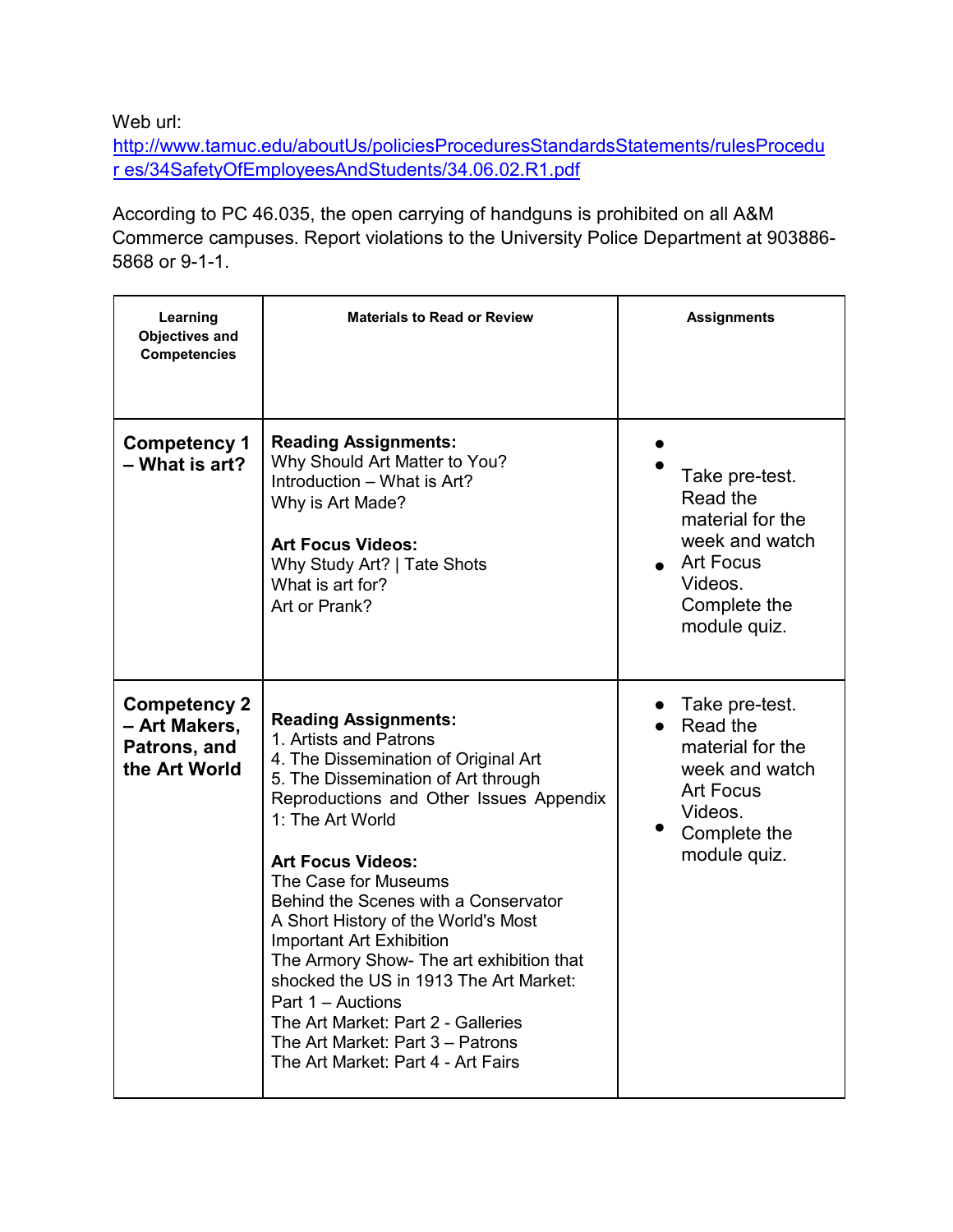Web url:
[http://www.tamuc.edu/aboutUs/policiesProceduresStandardsStatements/rulesProcedur es/34SafetyOfEmployeesAndStudents/34.06.02.R1.pdf](http://www.tamuc.edu/aboutUs/policiesProceduresStandardsStatements/rulesProcedures/34SafetyOfEmployeesAndStudents/34.06.02.R1.pdf)

According to PC 46.035, the open carrying of handguns is prohibited on all A&M Commerce campuses. Report violations to the University Police Department at 903886-5868 or 9-1-1.

| Learning Objectives and Competencies | Materials to Read or Review | Assignments |
|---|---|---|
| **Competency 1 – What is art?** | **Reading Assignments:**<br>Why Should Art Matter to You?<br>Introduction – What is Art?<br>Why is Art Made?<br><br>**Art Focus Videos:**<br>Why Study Art? \| Tate Shots<br>What is art for?<br>Art or Prank? | • Take pre-test.<br>• Read the material for the week and watch Art Focus Videos.<br>• Complete the module quiz. |
| **Competency 2 – Art Makers, Patrons, and the Art World** | **Reading Assignments:**<br>1. Artists and Patrons<br>4. The Dissemination of Original Art<br>5. The Dissemination of Art through Reproductions and Other Issues Appendix 1: The Art World<br><br>**Art Focus Videos:**<br>The Case for Museums<br>Behind the Scenes with a Conservator<br>A Short History of the World's Most Important Art Exhibition<br>The Armory Show- The art exhibition that shocked the US in 1913 The Art Market: Part 1 – Auctions<br>The Art Market: Part 2 - Galleries<br>The Art Market: Part 3 – Patrons<br>The Art Market: Part 4 - Art Fairs | • Take pre-test.<br>• Read the material for the week and watch Art Focus Videos.<br>• Complete the module quiz. |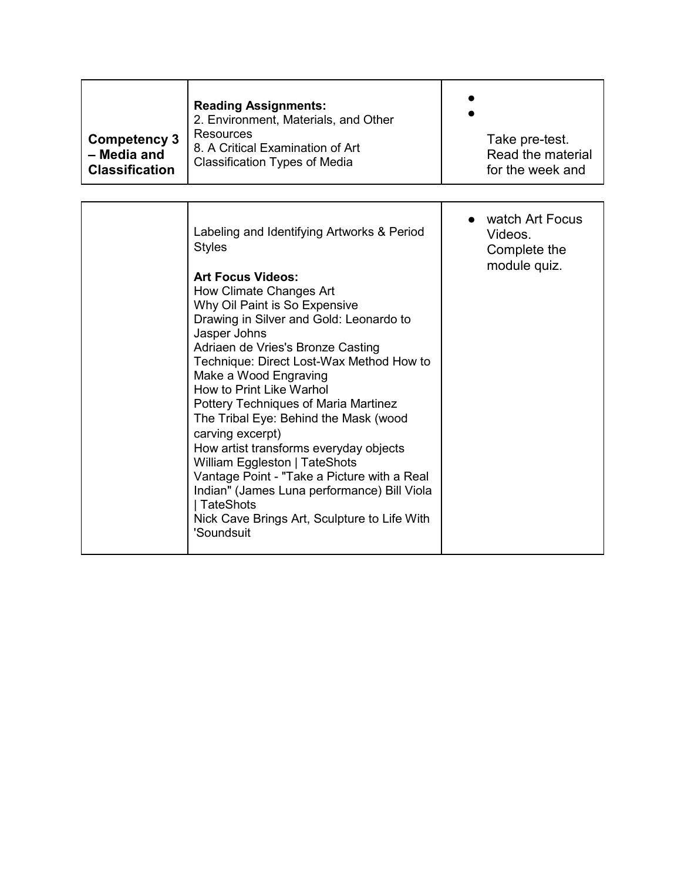| Competency 3 – Media and Classification | **Reading Assignments:**<br>2. Environment, Materials, and Other Resources<br>8. A Critical Examination of Art Classification Types of Media | •<br>•<br>Take pre-test.<br>Read the material for the week and |
|---|---|---|
| | Labeling and Identifying Artworks & Period Styles<br><br>**Art Focus Videos:**<br>How Climate Changes Art<br>Why Oil Paint is So Expensive<br>Drawing in Silver and Gold: Leonardo to Jasper Johns<br>Adriaen de Vries's Bronze Casting Technique: Direct Lost-Wax Method How to Make a Wood Engraving<br>How to Print Like Warhol<br>Pottery Techniques of Maria Martinez<br>The Tribal Eye: Behind the Mask (wood carving excerpt)<br>How artist transforms everyday objects William Eggleston \| TateShots<br>Vantage Point - "Take a Picture with a Real Indian" (James Luna performance) Bill Viola \| TateShots<br>Nick Cave Brings Art, Sculpture to Life With 'Soundsuit | • watch Art Focus Videos.<br>Complete the module quiz. |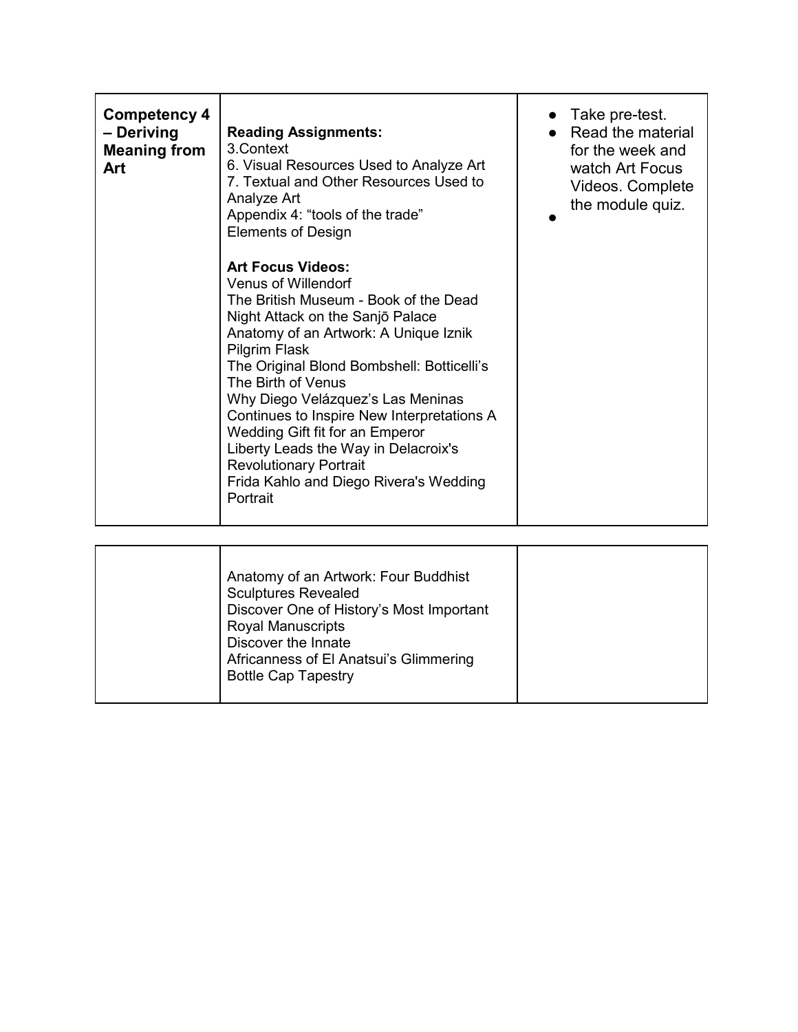| | | |
|---|---|---|
| **Competency 4 – Deriving Meaning from Art** | **Reading Assignments:**<br>3.Context<br>6. Visual Resources Used to Analyze Art<br>7. Textual and Other Resources Used to Analyze Art<br>Appendix 4: "tools of the trade"<br>Elements of Design<br><br>**Art Focus Videos:**<br>Venus of Willendorf<br>The British Museum - Book of the Dead<br>Night Attack on the Sanjō Palace<br>Anatomy of an Artwork: A Unique Iznik Pilgrim Flask<br>The Original Blond Bombshell: Botticelli's The Birth of Venus<br>Why Diego Velázquez's Las Meninas Continues to Inspire New Interpretations A Wedding Gift fit for an Emperor<br>Liberty Leads the Way in Delacroix's Revolutionary Portrait<br>Frida Kahlo and Diego Rivera's Wedding Portrait<br>Anatomy of an Artwork: Four Buddhist Sculptures Revealed<br>Discover One of History's Most Important Royal Manuscripts<br>Discover the Innate Africanness of El Anatsui's Glimmering Bottle Cap Tapestry | • Take pre-test.<br>• Read the material for the week and watch Art Focus Videos. Complete the module quiz.<br>• |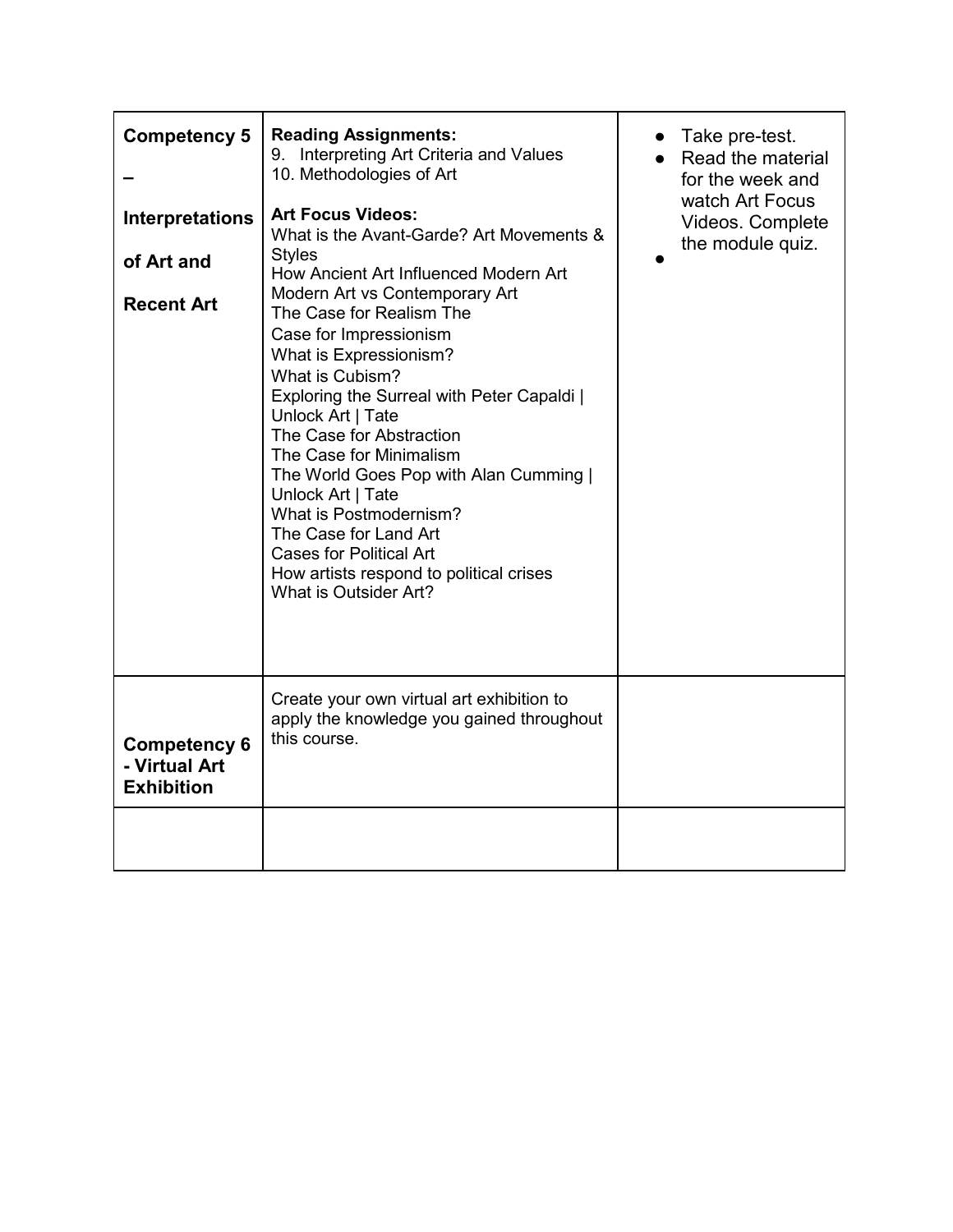| | | |
|---|---|---|
| **Competency 5 – Interpretations of Art and Recent Art** | **Reading Assignments:**<br>9. Interpreting Art Criteria and Values<br>10. Methodologies of Art<br><br>**Art Focus Videos:**<br>What is the Avant-Garde? Art Movements & Styles<br>How Ancient Art Influenced Modern Art<br>Modern Art vs Contemporary Art<br>The Case for Realism The Case for Impressionism<br>What is Expressionism?<br>What is Cubism?<br>Exploring the Surreal with Peter Capaldi \| Unlock Art \| Tate<br>The Case for Abstraction<br>The Case for Minimalism<br>The World Goes Pop with Alan Cumming \| Unlock Art \| Tate<br>What is Postmodernism?<br>The Case for Land Art<br>Cases for Political Art<br>How artists respond to political crises<br>What is Outsider Art? | • Take pre-test.<br>• Read the material for the week and watch Art Focus Videos. Complete the module quiz.<br>• |
| **Competency 6 - Virtual Art Exhibition** | Create your own virtual art exhibition to apply the knowledge you gained throughout this course. | |
| | | |